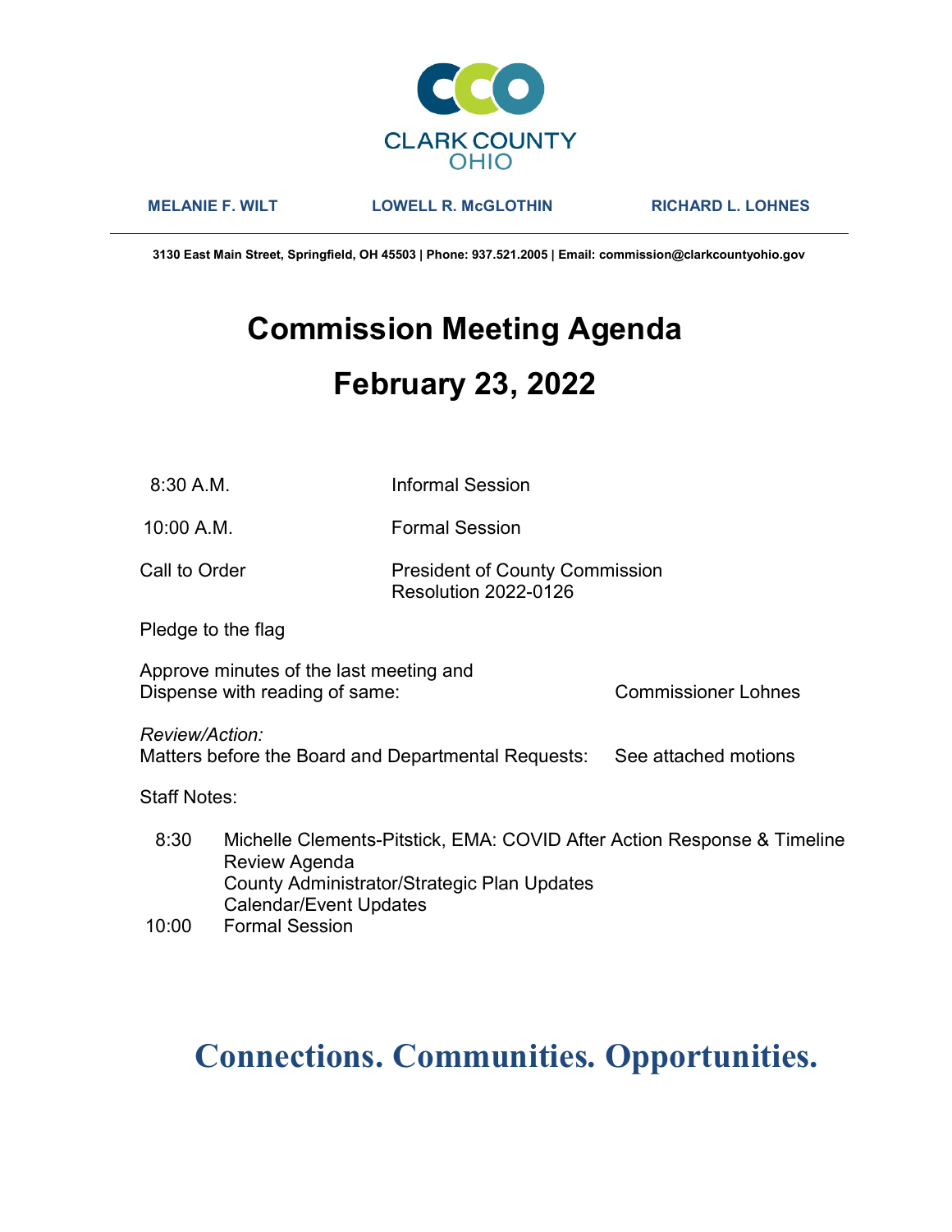CLARK COUNTY
OHIO

**MELANIE F. WILT** | **LOWELL R. McGLOTHIN** | **RICHARD L. LOHNES**

**3130 East Main Street, Springfield, OH 45503 | Phone: 937.521.2005 | Email: commission@clarkcountyohio.gov**

# Commission Meeting Agenda

# February 23, 2022

| | |
|---|---|
| 8:30 A.M. | Informal Session |
| 10:00 A.M. | Formal Session |
| Call to Order | President of County Commission<br>Resolution 2022-0126 |

Pledge to the flag

Approve minutes of the last meeting and
Dispense with reading of same: Commissioner Lohnes

*Review/Action:*
Matters before the Board and Departmental Requests: See attached motions

Staff Notes:

| | |
|---|---|
| 8:30 | Michelle Clements-Pitstick, EMA: COVID After Action Response & Timeline<br>Review Agenda<br>County Administrator/Strategic Plan Updates<br>Calendar/Event Updates |
| 10:00 | Formal Session |

## Connections. Communities. Opportunities.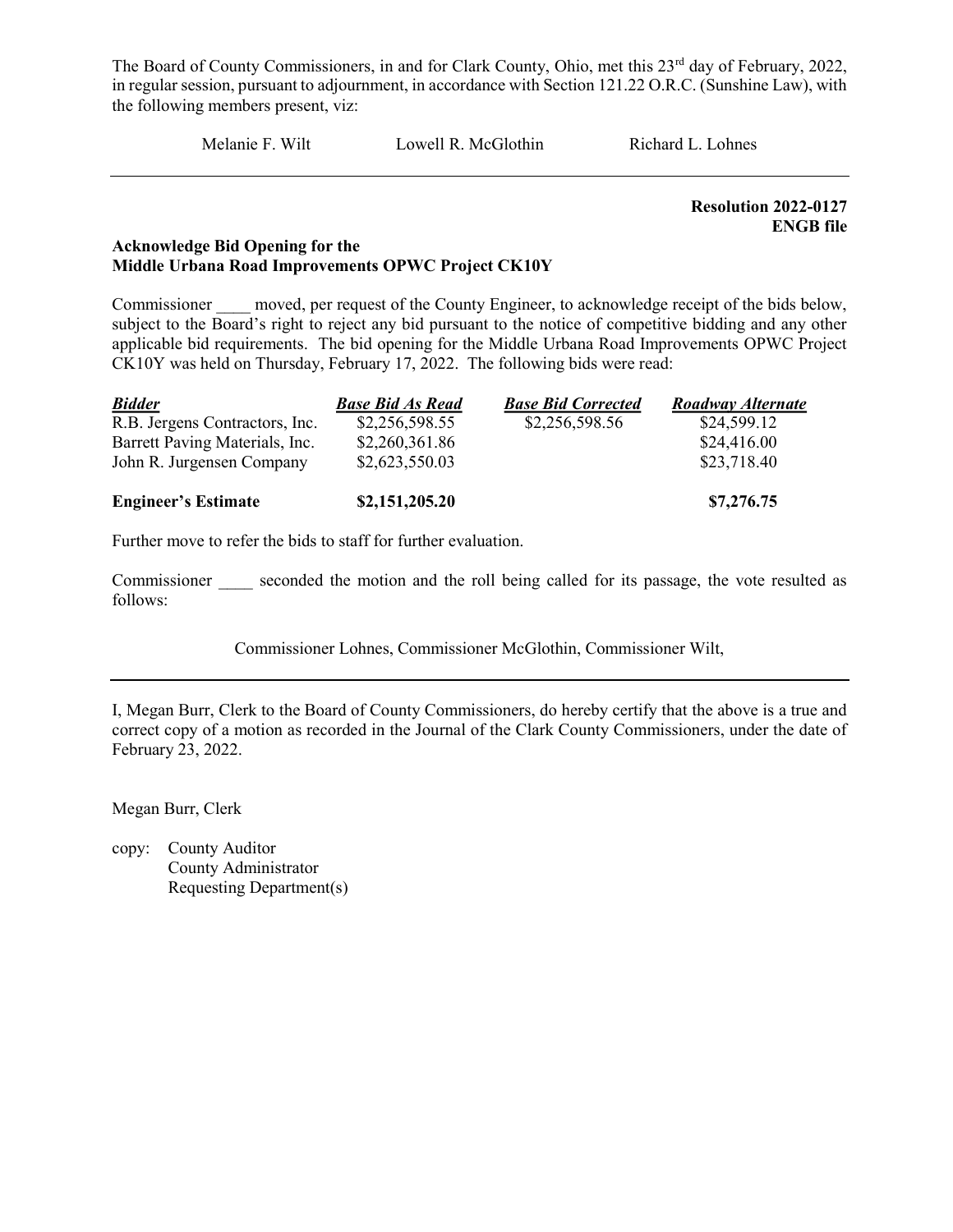The Board of County Commissioners, in and for Clark County, Ohio, met this 23rd day of February, 2022, in regular session, pursuant to adjournment, in accordance with Section 121.22 O.R.C. (Sunshine Law), with the following members present, viz:

Melanie F. Wilt Lowell R. McGlothin Richard L. Lohnes

---

**Resolution 2022-0127**
**ENGB file**

**Acknowledge Bid Opening for the**
**Middle Urbana Road Improvements OPWC Project CK10Y**

Commissioner ____ moved, per request of the County Engineer, to acknowledge receipt of the bids below, subject to the Board's right to reject any bid pursuant to the notice of competitive bidding and any other applicable bid requirements. The bid opening for the Middle Urbana Road Improvements OPWC Project CK10Y was held on Thursday, February 17, 2022. The following bids were read:

| ***Bidder*** | ***Base Bid As Read*** | ***Base Bid Corrected*** | ***Roadway Alternate*** |
|---|---|---|---|
| R.B. Jergens Contractors, Inc. | $2,256,598.55 | $2,256,598.56 | $24,599.12 |
| Barrett Paving Materials, Inc. | $2,260,361.86 | | $24,416.00 |
| John R. Jurgensen Company | $2,623,550.03 | | $23,718.40 |
| **Engineer's Estimate** | **$2,151,205.20** | | **$7,276.75** |

Further move to refer the bids to staff for further evaluation.

Commissioner ____ seconded the motion and the roll being called for its passage, the vote resulted as follows:

Commissioner Lohnes, Commissioner McGlothin, Commissioner Wilt,

---

I, Megan Burr, Clerk to the Board of County Commissioners, do hereby certify that the above is a true and correct copy of a motion as recorded in the Journal of the Clark County Commissioners, under the date of February 23, 2022.

Megan Burr, Clerk

copy: County Auditor
County Administrator
Requesting Department(s)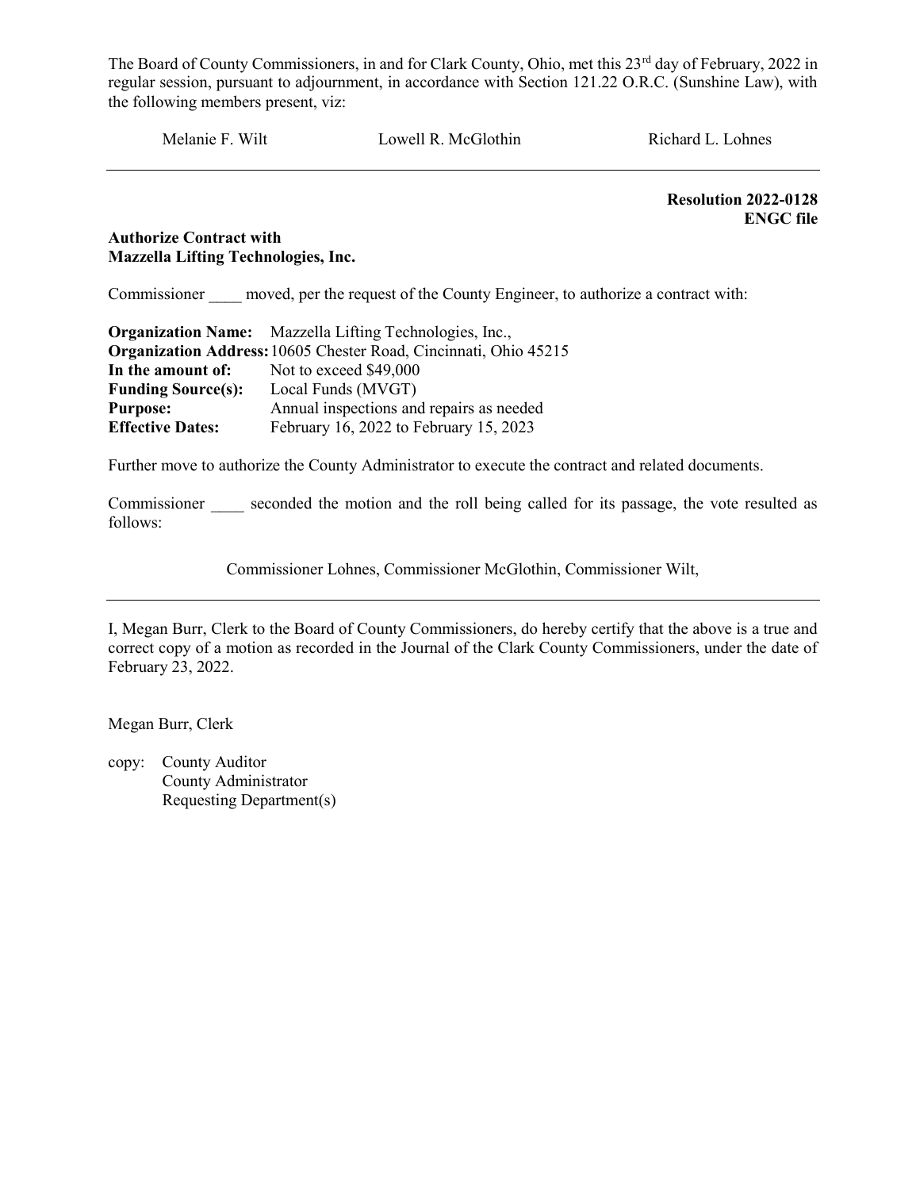The Board of County Commissioners, in and for Clark County, Ohio, met this 23rd day of February, 2022 in regular session, pursuant to adjournment, in accordance with Section 121.22 O.R.C. (Sunshine Law), with the following members present, viz:

Melanie F. Wilt Lowell R. McGlothin Richard L. Lohnes

---

**Resolution 2022-0128**
**ENGC file**

**Authorize Contract with**
**Mazzella Lifting Technologies, Inc.**

Commissioner ____ moved, per the request of the County Engineer, to authorize a contract with:

**Organization Name:** Mazzella Lifting Technologies, Inc.,
**Organization Address:** 10605 Chester Road, Cincinnati, Ohio 45215
**In the amount of:** Not to exceed $49,000
**Funding Source(s):** Local Funds (MVGT)
**Purpose:** Annual inspections and repairs as needed
**Effective Dates:** February 16, 2022 to February 15, 2023

Further move to authorize the County Administrator to execute the contract and related documents.

Commissioner ____ seconded the motion and the roll being called for its passage, the vote resulted as follows:

Commissioner Lohnes, Commissioner McGlothin, Commissioner Wilt,

---

I, Megan Burr, Clerk to the Board of County Commissioners, do hereby certify that the above is a true and correct copy of a motion as recorded in the Journal of the Clark County Commissioners, under the date of February 23, 2022.

Megan Burr, Clerk

copy: County Auditor
County Administrator
Requesting Department(s)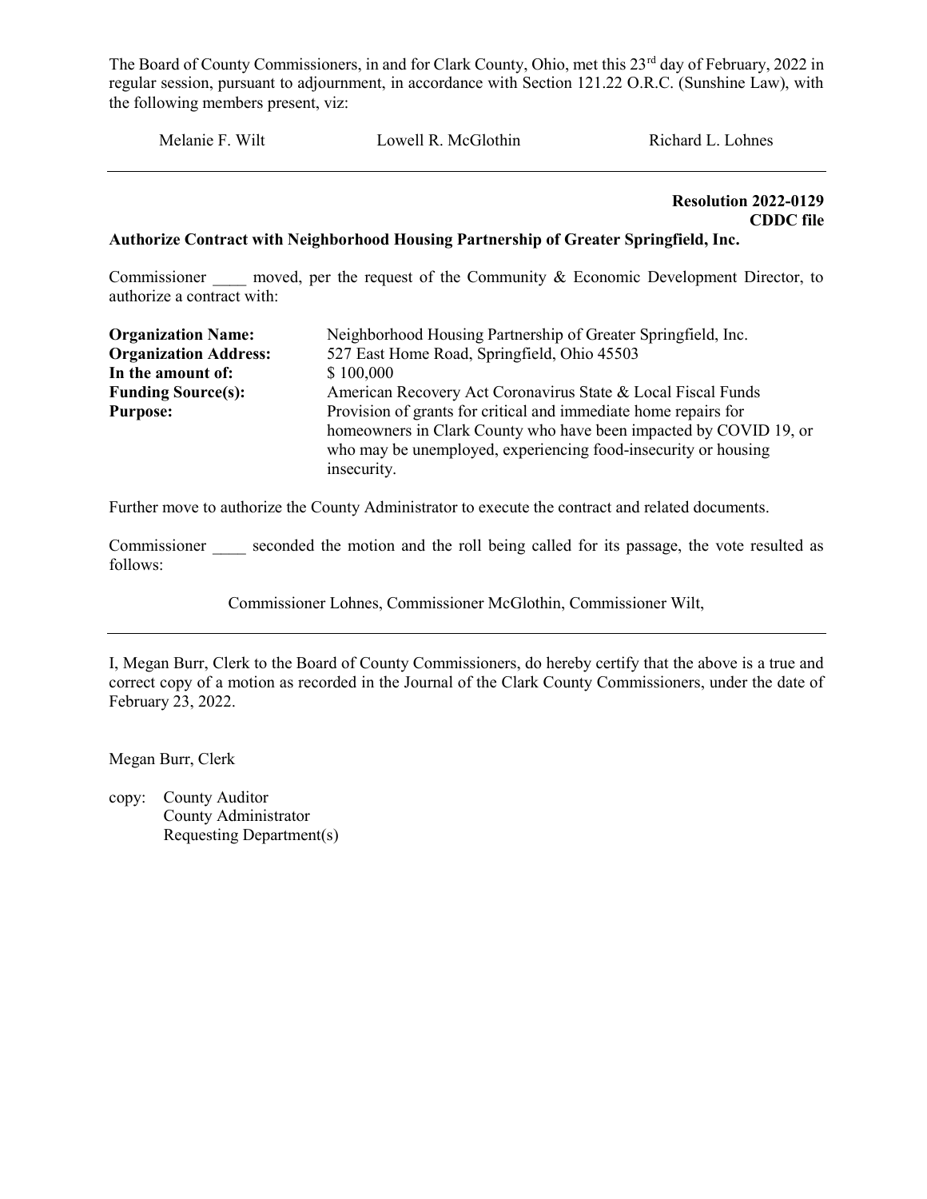The Board of County Commissioners, in and for Clark County, Ohio, met this 23rd day of February, 2022 in regular session, pursuant to adjournment, in accordance with Section 121.22 O.R.C. (Sunshine Law), with the following members present, viz:

Melanie F. Wilt    Lowell R. McGlothin    Richard L. Lohnes

---

**Resolution 2022-0129**
**CDDC file**

**Authorize Contract with Neighborhood Housing Partnership of Greater Springfield, Inc.**

Commissioner ____ moved, per the request of the Community & Economic Development Director, to authorize a contract with:

| | |
|---|---|
| **Organization Name:** | Neighborhood Housing Partnership of Greater Springfield, Inc. |
| **Organization Address:** | 527 East Home Road, Springfield, Ohio 45503 |
| **In the amount of:** | $ 100,000 |
| **Funding Source(s):** | American Recovery Act Coronavirus State & Local Fiscal Funds |
| **Purpose:** | Provision of grants for critical and immediate home repairs for homeowners in Clark County who have been impacted by COVID 19, or who may be unemployed, experiencing food-insecurity or housing insecurity. |

Further move to authorize the County Administrator to execute the contract and related documents.

Commissioner ____ seconded the motion and the roll being called for its passage, the vote resulted as follows:

Commissioner Lohnes, Commissioner McGlothin, Commissioner Wilt,

---

I, Megan Burr, Clerk to the Board of County Commissioners, do hereby certify that the above is a true and correct copy of a motion as recorded in the Journal of the Clark County Commissioners, under the date of February 23, 2022.

Megan Burr, Clerk

copy: County Auditor
County Administrator
Requesting Department(s)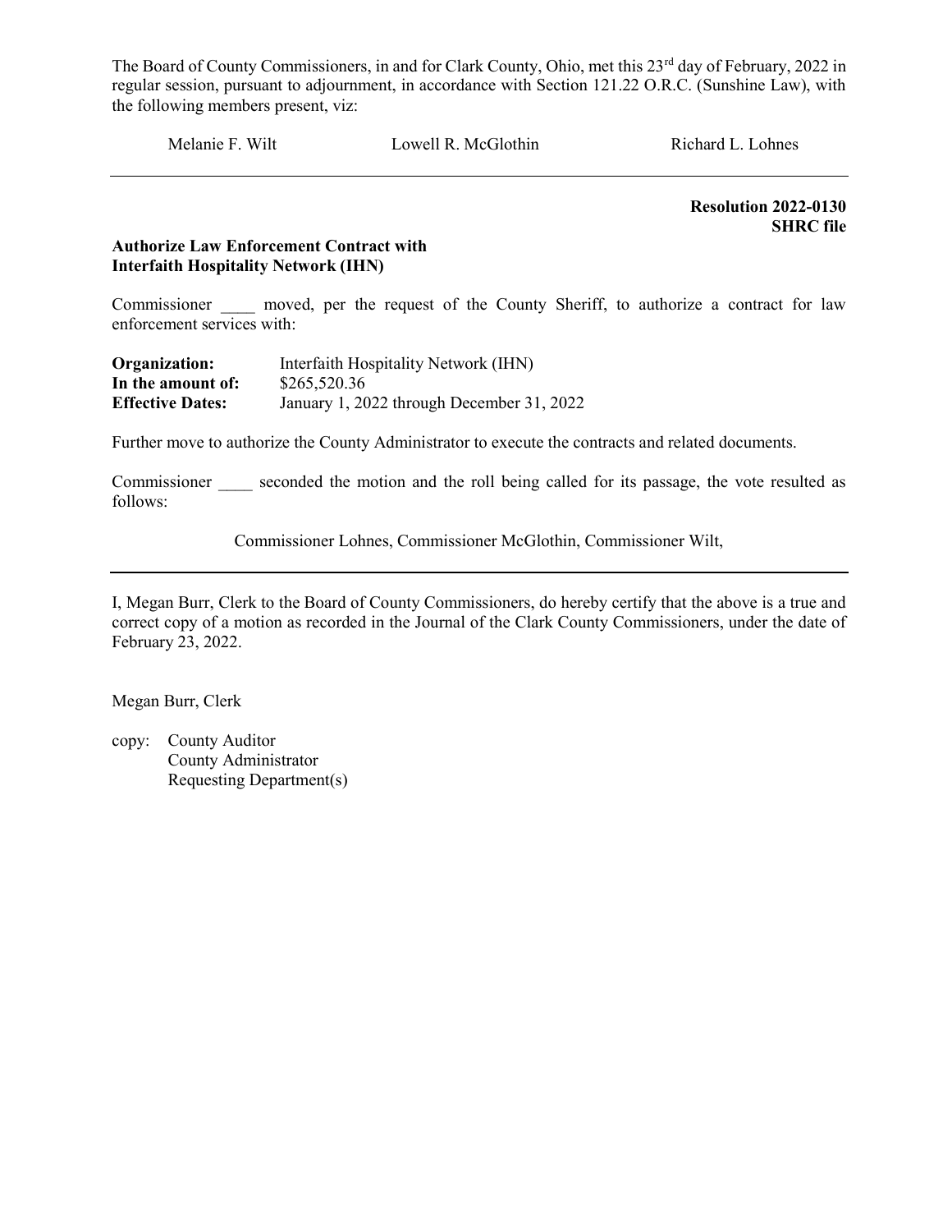The Board of County Commissioners, in and for Clark County, Ohio, met this 23rd day of February, 2022 in regular session, pursuant to adjournment, in accordance with Section 121.22 O.R.C. (Sunshine Law), with the following members present, viz:

Melanie F. Wilt     Lowell R. McGlothin     Richard L. Lohnes

---

**Resolution 2022-0130**
**SHRC file**

**Authorize Law Enforcement Contract with Interfaith Hospitality Network (IHN)**

Commissioner ____ moved, per the request of the County Sheriff, to authorize a contract for law enforcement services with:

**Organization:** Interfaith Hospitality Network (IHN)
**In the amount of:** $265,520.36
**Effective Dates:** January 1, 2022 through December 31, 2022

Further move to authorize the County Administrator to execute the contracts and related documents.

Commissioner ____ seconded the motion and the roll being called for its passage, the vote resulted as follows:

Commissioner Lohnes, Commissioner McGlothin, Commissioner Wilt,

---

I, Megan Burr, Clerk to the Board of County Commissioners, do hereby certify that the above is a true and correct copy of a motion as recorded in the Journal of the Clark County Commissioners, under the date of February 23, 2022.

Megan Burr, Clerk

copy: County Auditor
County Administrator
Requesting Department(s)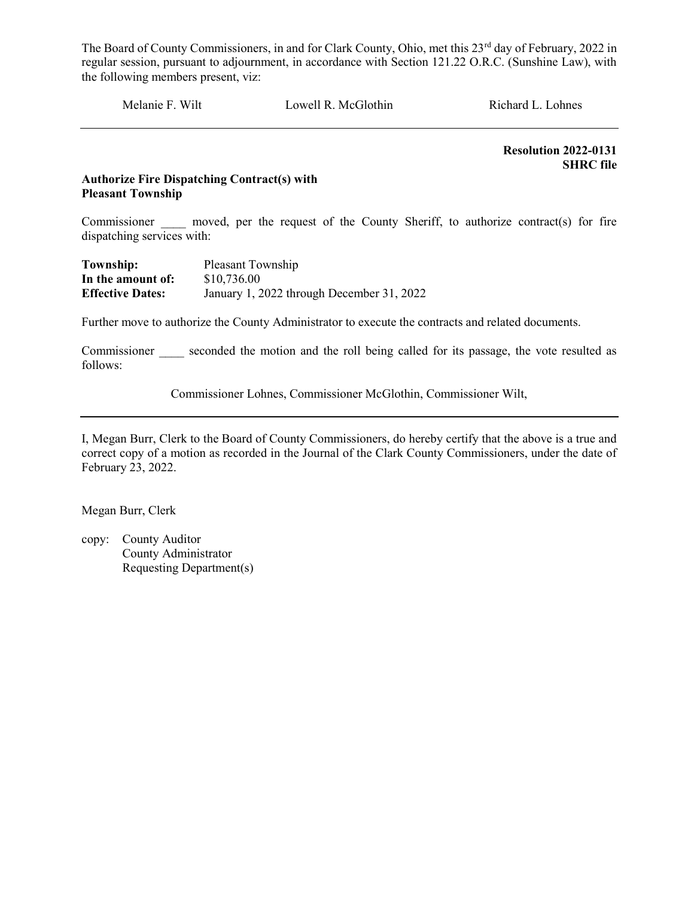The Board of County Commissioners, in and for Clark County, Ohio, met this 23rd day of February, 2022 in regular session, pursuant to adjournment, in accordance with Section 121.22 O.R.C. (Sunshine Law), with the following members present, viz:

Melanie F. Wilt Lowell R. McGlothin Richard L. Lohnes

---

**Resolution 2022-0131**
**SHRC file**

**Authorize Fire Dispatching Contract(s) with Pleasant Township**

Commissioner ____ moved, per the request of the County Sheriff, to authorize contract(s) for fire dispatching services with:

**Township:** Pleasant Township
**In the amount of:** $10,736.00
**Effective Dates:** January 1, 2022 through December 31, 2022

Further move to authorize the County Administrator to execute the contracts and related documents.

Commissioner ____ seconded the motion and the roll being called for its passage, the vote resulted as follows:

Commissioner Lohnes, Commissioner McGlothin, Commissioner Wilt,

---

I, Megan Burr, Clerk to the Board of County Commissioners, do hereby certify that the above is a true and correct copy of a motion as recorded in the Journal of the Clark County Commissioners, under the date of February 23, 2022.

Megan Burr, Clerk

copy: County Auditor
County Administrator
Requesting Department(s)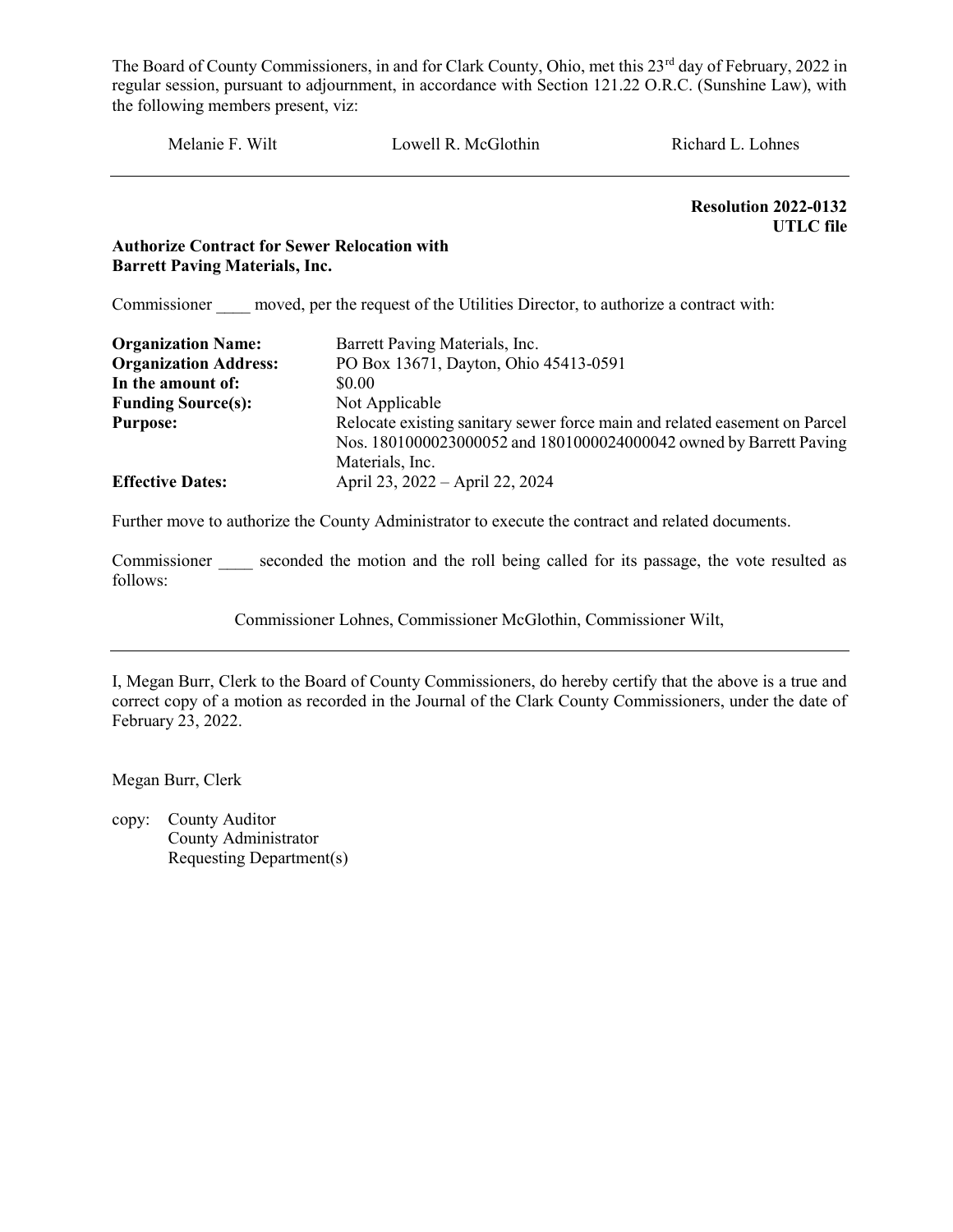The Board of County Commissioners, in and for Clark County, Ohio, met this 23rd day of February, 2022 in regular session, pursuant to adjournment, in accordance with Section 121.22 O.R.C. (Sunshine Law), with the following members present, viz:

Melanie F. Wilt Lowell R. McGlothin Richard L. Lohnes

---

**Resolution 2022-0132**
**UTLC file**

**Authorize Contract for Sewer Relocation with Barrett Paving Materials, Inc.**

Commissioner ____ moved, per the request of the Utilities Director, to authorize a contract with:

| | |
|---|---|
| **Organization Name:** | Barrett Paving Materials, Inc. |
| **Organization Address:** | PO Box 13671, Dayton, Ohio 45413-0591 |
| **In the amount of:** | $0.00 |
| **Funding Source(s):** | Not Applicable |
| **Purpose:** | Relocate existing sanitary sewer force main and related easement on Parcel Nos. 1801000023000052 and 1801000024000042 owned by Barrett Paving Materials, Inc. |
| **Effective Dates:** | April 23, 2022 – April 22, 2024 |

Further move to authorize the County Administrator to execute the contract and related documents.

Commissioner ____ seconded the motion and the roll being called for its passage, the vote resulted as follows:

Commissioner Lohnes, Commissioner McGlothin, Commissioner Wilt,

---

I, Megan Burr, Clerk to the Board of County Commissioners, do hereby certify that the above is a true and correct copy of a motion as recorded in the Journal of the Clark County Commissioners, under the date of February 23, 2022.

Megan Burr, Clerk

copy: County Auditor
County Administrator
Requesting Department(s)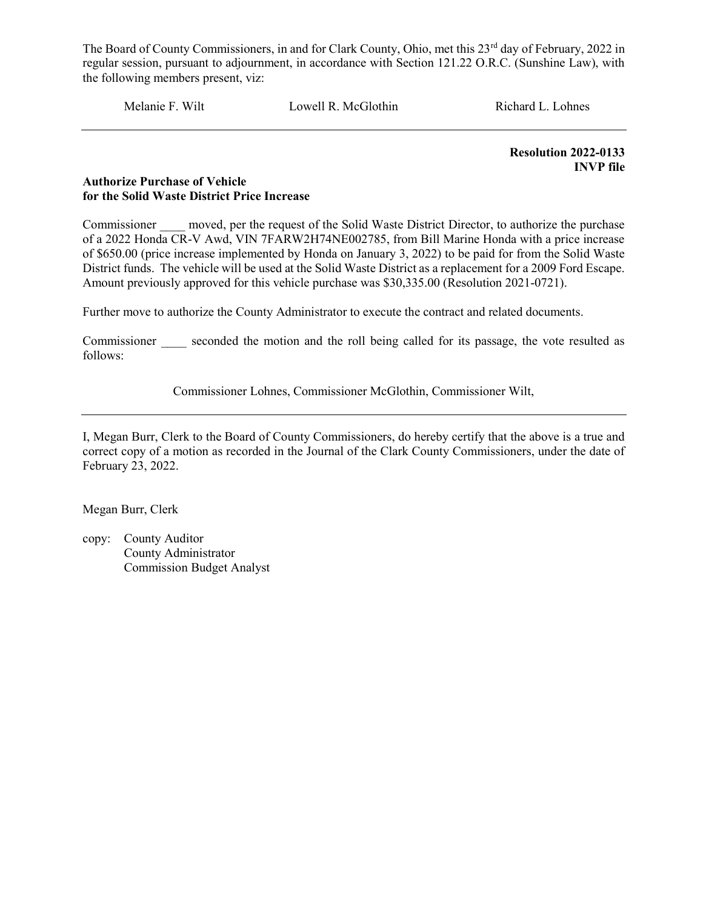The Board of County Commissioners, in and for Clark County, Ohio, met this 23rd day of February, 2022 in regular session, pursuant to adjournment, in accordance with Section 121.22 O.R.C. (Sunshine Law), with the following members present, viz:

Melanie F. Wilt　　　　Lowell R. McGlothin　　　　Richard L. Lohnes

---

**Resolution 2022-0133**
**INVP file**

**Authorize Purchase of Vehicle**
**for the Solid Waste District Price Increase**

Commissioner ____ moved, per the request of the Solid Waste District Director, to authorize the purchase of a 2022 Honda CR-V Awd, VIN 7FARW2H74NE002785, from Bill Marine Honda with a price increase of $650.00 (price increase implemented by Honda on January 3, 2022) to be paid for from the Solid Waste District funds. The vehicle will be used at the Solid Waste District as a replacement for a 2009 Ford Escape. Amount previously approved for this vehicle purchase was $30,335.00 (Resolution 2021-0721).

Further move to authorize the County Administrator to execute the contract and related documents.

Commissioner ____ seconded the motion and the roll being called for its passage, the vote resulted as follows:

Commissioner Lohnes, Commissioner McGlothin, Commissioner Wilt,

---

I, Megan Burr, Clerk to the Board of County Commissioners, do hereby certify that the above is a true and correct copy of a motion as recorded in the Journal of the Clark County Commissioners, under the date of February 23, 2022.

Megan Burr, Clerk

copy: County Auditor
County Administrator
Commission Budget Analyst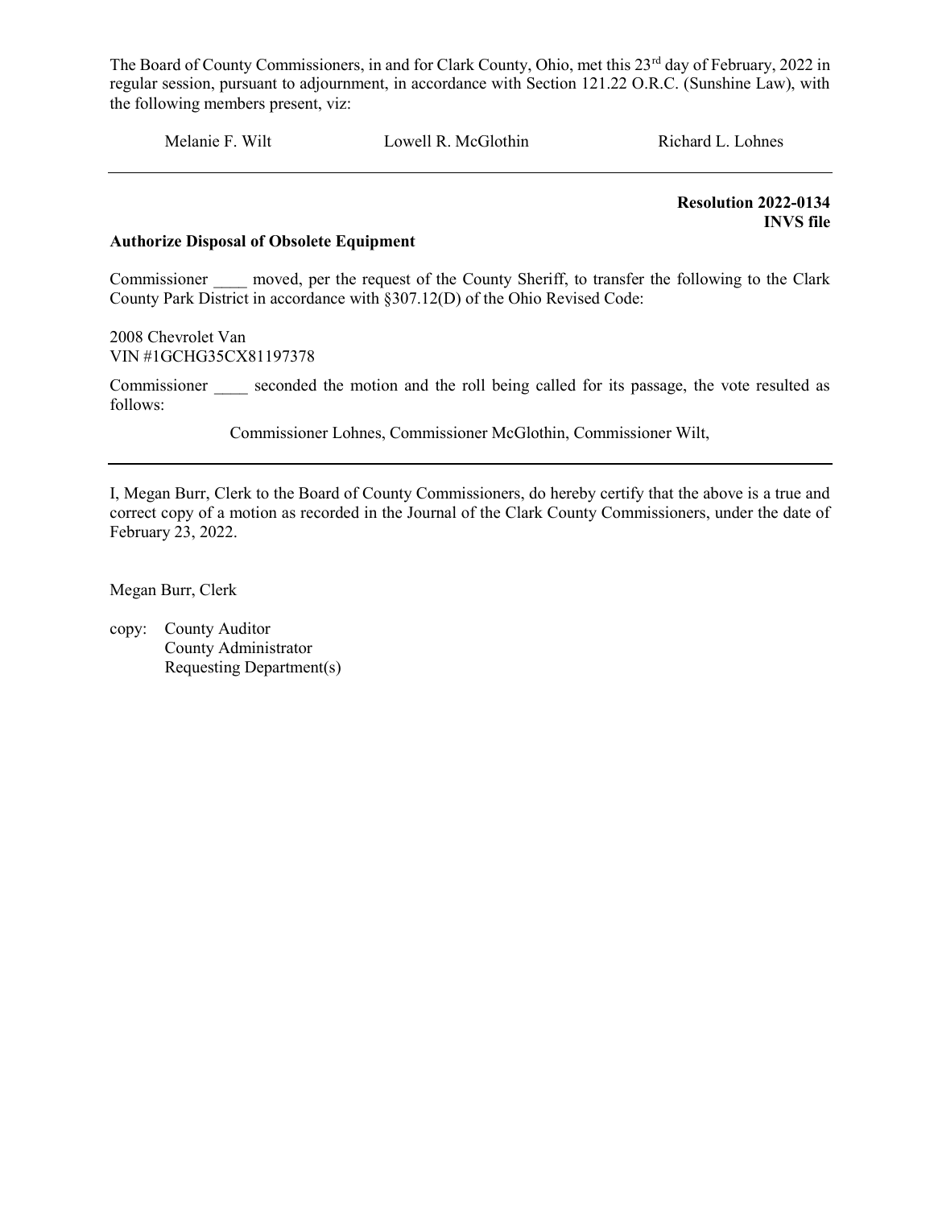The Board of County Commissioners, in and for Clark County, Ohio, met this 23rd day of February, 2022 in regular session, pursuant to adjournment, in accordance with Section 121.22 O.R.C. (Sunshine Law), with the following members present, viz:

Melanie F. Wilt Lowell R. McGlothin Richard L. Lohnes

---

**Resolution 2022-0134**
**INVS file**

**Authorize Disposal of Obsolete Equipment**

Commissioner ____ moved, per the request of the County Sheriff, to transfer the following to the Clark County Park District in accordance with §307.12(D) of the Ohio Revised Code:

2008 Chevrolet Van
VIN #1GCHG35CX81197378

Commissioner ____ seconded the motion and the roll being called for its passage, the vote resulted as follows:

Commissioner Lohnes, Commissioner McGlothin, Commissioner Wilt,

---

I, Megan Burr, Clerk to the Board of County Commissioners, do hereby certify that the above is a true and correct copy of a motion as recorded in the Journal of the Clark County Commissioners, under the date of February 23, 2022.

Megan Burr, Clerk

copy: County Auditor
County Administrator
Requesting Department(s)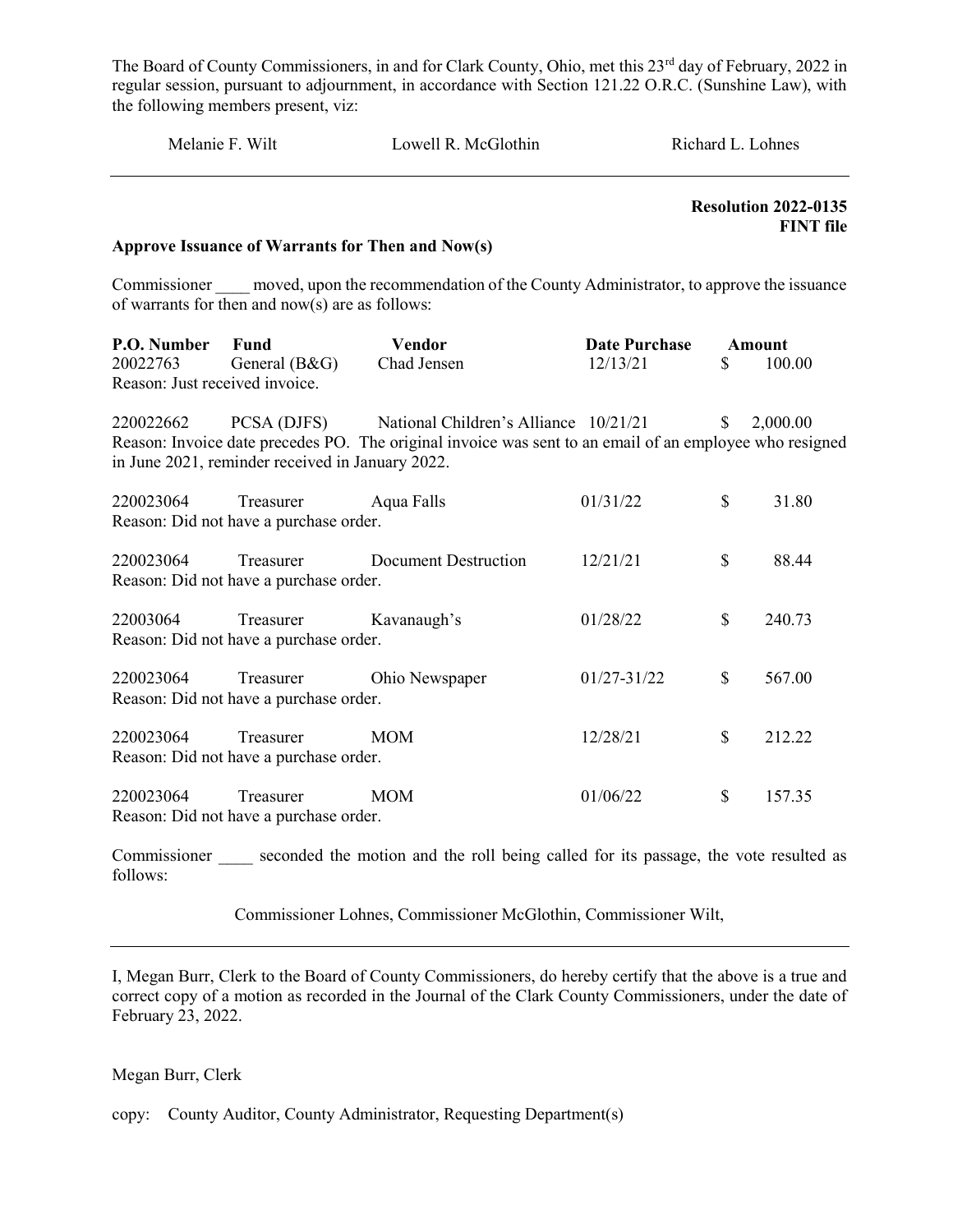The Board of County Commissioners, in and for Clark County, Ohio, met this 23rd day of February, 2022 in regular session, pursuant to adjournment, in accordance with Section 121.22 O.R.C. (Sunshine Law), with the following members present, viz:

Melanie F. Wilt    Lowell R. McGlothin    Richard L. Lohnes

---

**Resolution 2022-0135**
**FINT file**

**Approve Issuance of Warrants for Then and Now(s)**

Commissioner ____ moved, upon the recommendation of the County Administrator, to approve the issuance of warrants for then and now(s) are as follows:

| P.O. Number | Fund | Vendor | Date Purchase | Amount |
|---|---|---|---|---|
| 20022763 | General (B&G) | Chad Jensen | 12/13/21 | $ 100.00 |

Reason: Just received invoice.

| P.O. Number | Fund | Vendor | Date Purchase | Amount |
|---|---|---|---|---|
| 220022662 | PCSA (DJFS) | National Children's Alliance | 10/21/21 | $ 2,000.00 |

Reason: Invoice date precedes PO. The original invoice was sent to an email of an employee who resigned in June 2021, reminder received in January 2022.

| P.O. Number | Fund | Vendor | Date Purchase | Amount |
|---|---|---|---|---|
| 220023064 | Treasurer | Aqua Falls | 01/31/22 | $ 31.80 |

Reason: Did not have a purchase order.

| P.O. Number | Fund | Vendor | Date Purchase | Amount |
|---|---|---|---|---|
| 220023064 | Treasurer | Document Destruction | 12/21/21 | $ 88.44 |

Reason: Did not have a purchase order.

| P.O. Number | Fund | Vendor | Date Purchase | Amount |
|---|---|---|---|---|
| 22003064 | Treasurer | Kavanaugh's | 01/28/22 | $ 240.73 |

Reason: Did not have a purchase order.

| P.O. Number | Fund | Vendor | Date Purchase | Amount |
|---|---|---|---|---|
| 220023064 | Treasurer | Ohio Newspaper | 01/27-31/22 | $ 567.00 |

Reason: Did not have a purchase order.

| P.O. Number | Fund | Vendor | Date Purchase | Amount |
|---|---|---|---|---|
| 220023064 | Treasurer | MOM | 12/28/21 | $ 212.22 |

Reason: Did not have a purchase order.

| P.O. Number | Fund | Vendor | Date Purchase | Amount |
|---|---|---|---|---|
| 220023064 | Treasurer | MOM | 01/06/22 | $ 157.35 |

Reason: Did not have a purchase order.

Commissioner ____ seconded the motion and the roll being called for its passage, the vote resulted as follows:

Commissioner Lohnes, Commissioner McGlothin, Commissioner Wilt,

---

I, Megan Burr, Clerk to the Board of County Commissioners, do hereby certify that the above is a true and correct copy of a motion as recorded in the Journal of the Clark County Commissioners, under the date of February 23, 2022.

Megan Burr, Clerk

copy: County Auditor, County Administrator, Requesting Department(s)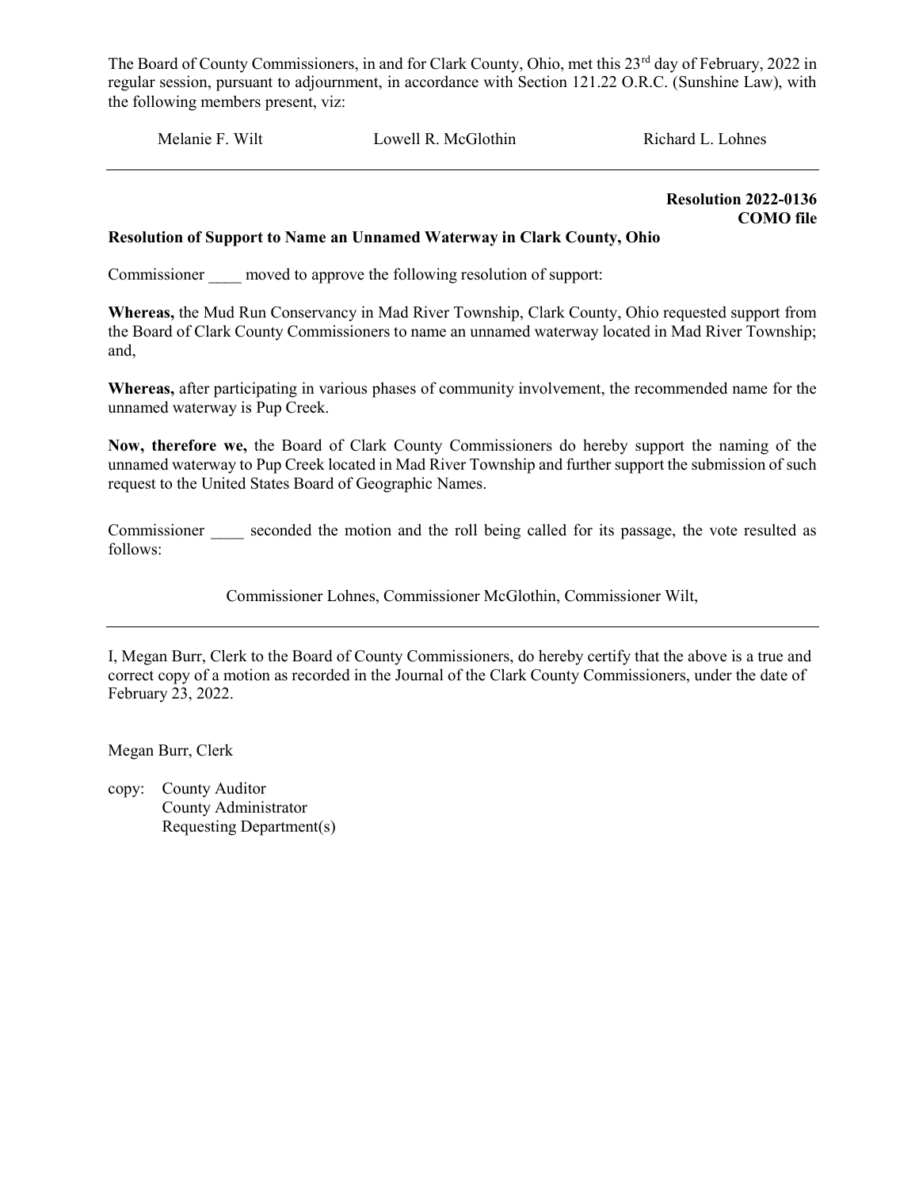The Board of County Commissioners, in and for Clark County, Ohio, met this 23rd day of February, 2022 in regular session, pursuant to adjournment, in accordance with Section 121.22 O.R.C. (Sunshine Law), with the following members present, viz:

Melanie F. Wilt    Lowell R. McGlothin    Richard L. Lohnes

---

**Resolution 2022-0136**
**COMO file**

**Resolution of Support to Name an Unnamed Waterway in Clark County, Ohio**

Commissioner ____ moved to approve the following resolution of support:

**Whereas,** the Mud Run Conservancy in Mad River Township, Clark County, Ohio requested support from the Board of Clark County Commissioners to name an unnamed waterway located in Mad River Township; and,

**Whereas,** after participating in various phases of community involvement, the recommended name for the unnamed waterway is Pup Creek.

**Now, therefore we,** the Board of Clark County Commissioners do hereby support the naming of the unnamed waterway to Pup Creek located in Mad River Township and further support the submission of such request to the United States Board of Geographic Names.

Commissioner ____ seconded the motion and the roll being called for its passage, the vote resulted as follows:

Commissioner Lohnes, Commissioner McGlothin, Commissioner Wilt,

---

I, Megan Burr, Clerk to the Board of County Commissioners, do hereby certify that the above is a true and correct copy of a motion as recorded in the Journal of the Clark County Commissioners, under the date of February 23, 2022.

Megan Burr, Clerk

copy: County Auditor
County Administrator
Requesting Department(s)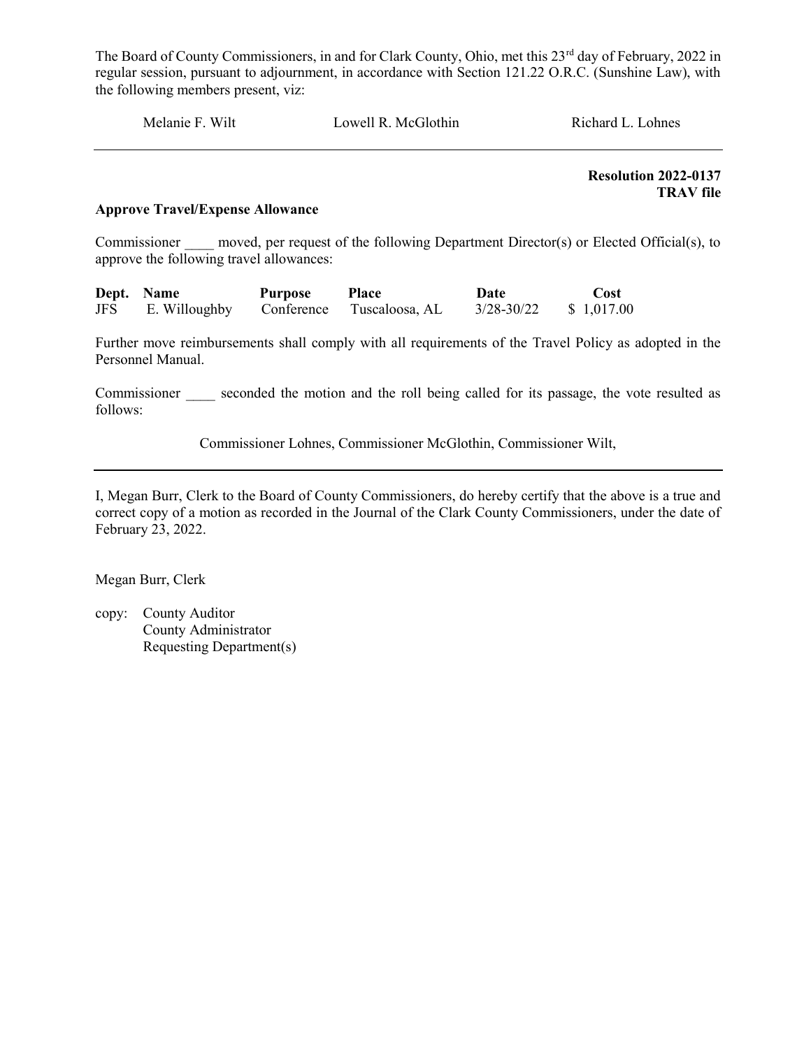The Board of County Commissioners, in and for Clark County, Ohio, met this 23rd day of February, 2022 in regular session, pursuant to adjournment, in accordance with Section 121.22 O.R.C. (Sunshine Law), with the following members present, viz:

Melanie F. Wilt          Lowell R. McGlothin          Richard L. Lohnes

---

**Resolution 2022-0137**
**TRAV file**

**Approve Travel/Expense Allowance**

Commissioner ____ moved, per request of the following Department Director(s) or Elected Official(s), to approve the following travel allowances:

| Dept. | Name | Purpose | Place | Date | Cost |
|---|---|---|---|---|---|
| JFS | E. Willoughby | Conference | Tuscaloosa, AL | 3/28-30/22 | $ 1,017.00 |

Further move reimbursements shall comply with all requirements of the Travel Policy as adopted in the Personnel Manual.

Commissioner ____ seconded the motion and the roll being called for its passage, the vote resulted as follows:

Commissioner Lohnes, Commissioner McGlothin, Commissioner Wilt,

---

I, Megan Burr, Clerk to the Board of County Commissioners, do hereby certify that the above is a true and correct copy of a motion as recorded in the Journal of the Clark County Commissioners, under the date of February 23, 2022.

Megan Burr, Clerk

copy: County Auditor
County Administrator
Requesting Department(s)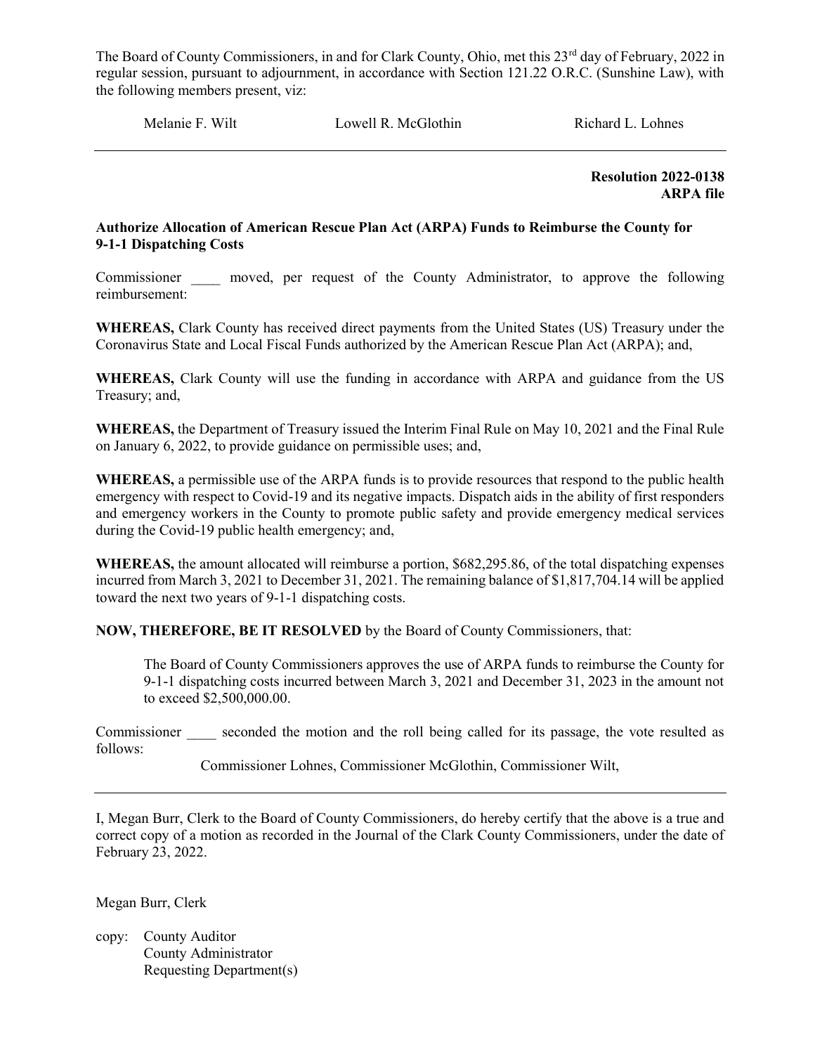The Board of County Commissioners, in and for Clark County, Ohio, met this 23rd day of February, 2022 in regular session, pursuant to adjournment, in accordance with Section 121.22 O.R.C. (Sunshine Law), with the following members present, viz:

Melanie F. Wilt    Lowell R. McGlothin    Richard L. Lohnes

---

**Resolution 2022-0138**
**ARPA file**

**Authorize Allocation of American Rescue Plan Act (ARPA) Funds to Reimburse the County for 9-1-1 Dispatching Costs**

Commissioner ____ moved, per request of the County Administrator, to approve the following reimbursement:

**WHEREAS,** Clark County has received direct payments from the United States (US) Treasury under the Coronavirus State and Local Fiscal Funds authorized by the American Rescue Plan Act (ARPA); and,

**WHEREAS,** Clark County will use the funding in accordance with ARPA and guidance from the US Treasury; and,

**WHEREAS,** the Department of Treasury issued the Interim Final Rule on May 10, 2021 and the Final Rule on January 6, 2022, to provide guidance on permissible uses; and,

**WHEREAS,** a permissible use of the ARPA funds is to provide resources that respond to the public health emergency with respect to Covid-19 and its negative impacts. Dispatch aids in the ability of first responders and emergency workers in the County to promote public safety and provide emergency medical services during the Covid-19 public health emergency; and,

**WHEREAS,** the amount allocated will reimburse a portion, $682,295.86, of the total dispatching expenses incurred from March 3, 2021 to December 31, 2021. The remaining balance of $1,817,704.14 will be applied toward the next two years of 9-1-1 dispatching costs.

**NOW, THEREFORE, BE IT RESOLVED** by the Board of County Commissioners, that:

> The Board of County Commissioners approves the use of ARPA funds to reimburse the County for 9-1-1 dispatching costs incurred between March 3, 2021 and December 31, 2023 in the amount not to exceed $2,500,000.00.

Commissioner ____ seconded the motion and the roll being called for its passage, the vote resulted as follows:

Commissioner Lohnes, Commissioner McGlothin, Commissioner Wilt,

---

I, Megan Burr, Clerk to the Board of County Commissioners, do hereby certify that the above is a true and correct copy of a motion as recorded in the Journal of the Clark County Commissioners, under the date of February 23, 2022.

Megan Burr, Clerk

copy: County Auditor
County Administrator
Requesting Department(s)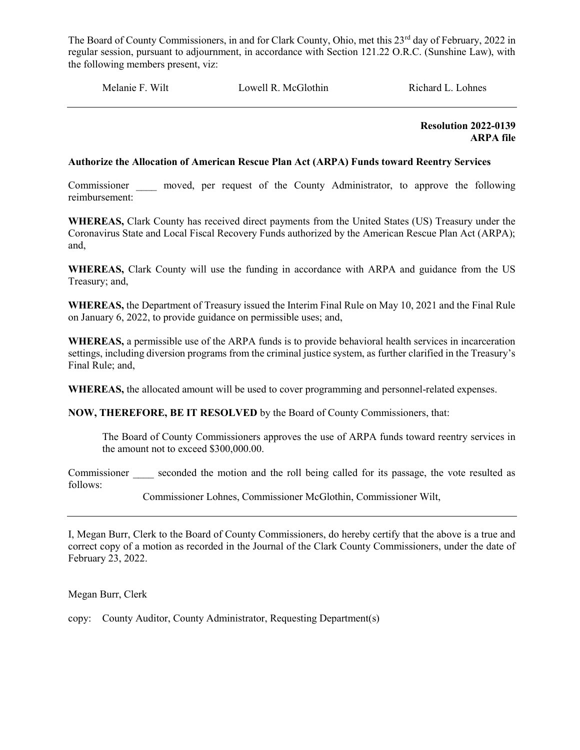The Board of County Commissioners, in and for Clark County, Ohio, met this 23rd day of February, 2022 in regular session, pursuant to adjournment, in accordance with Section 121.22 O.R.C. (Sunshine Law), with the following members present, viz:

Melanie F. Wilt Lowell R. McGlothin Richard L. Lohnes

---

**Resolution 2022-0139**
**ARPA file**

**Authorize the Allocation of American Rescue Plan Act (ARPA) Funds toward Reentry Services**

Commissioner ____ moved, per request of the County Administrator, to approve the following reimbursement:

**WHEREAS,** Clark County has received direct payments from the United States (US) Treasury under the Coronavirus State and Local Fiscal Recovery Funds authorized by the American Rescue Plan Act (ARPA); and,

**WHEREAS,** Clark County will use the funding in accordance with ARPA and guidance from the US Treasury; and,

**WHEREAS,** the Department of Treasury issued the Interim Final Rule on May 10, 2021 and the Final Rule on January 6, 2022, to provide guidance on permissible uses; and,

**WHEREAS,** a permissible use of the ARPA funds is to provide behavioral health services in incarceration settings, including diversion programs from the criminal justice system, as further clarified in the Treasury's Final Rule; and,

**WHEREAS,** the allocated amount will be used to cover programming and personnel-related expenses.

**NOW, THEREFORE, BE IT RESOLVED** by the Board of County Commissioners, that:

> The Board of County Commissioners approves the use of ARPA funds toward reentry services in the amount not to exceed $300,000.00.

Commissioner ____ seconded the motion and the roll being called for its passage, the vote resulted as follows:

Commissioner Lohnes, Commissioner McGlothin, Commissioner Wilt,

---

I, Megan Burr, Clerk to the Board of County Commissioners, do hereby certify that the above is a true and correct copy of a motion as recorded in the Journal of the Clark County Commissioners, under the date of February 23, 2022.

Megan Burr, Clerk

copy: County Auditor, County Administrator, Requesting Department(s)